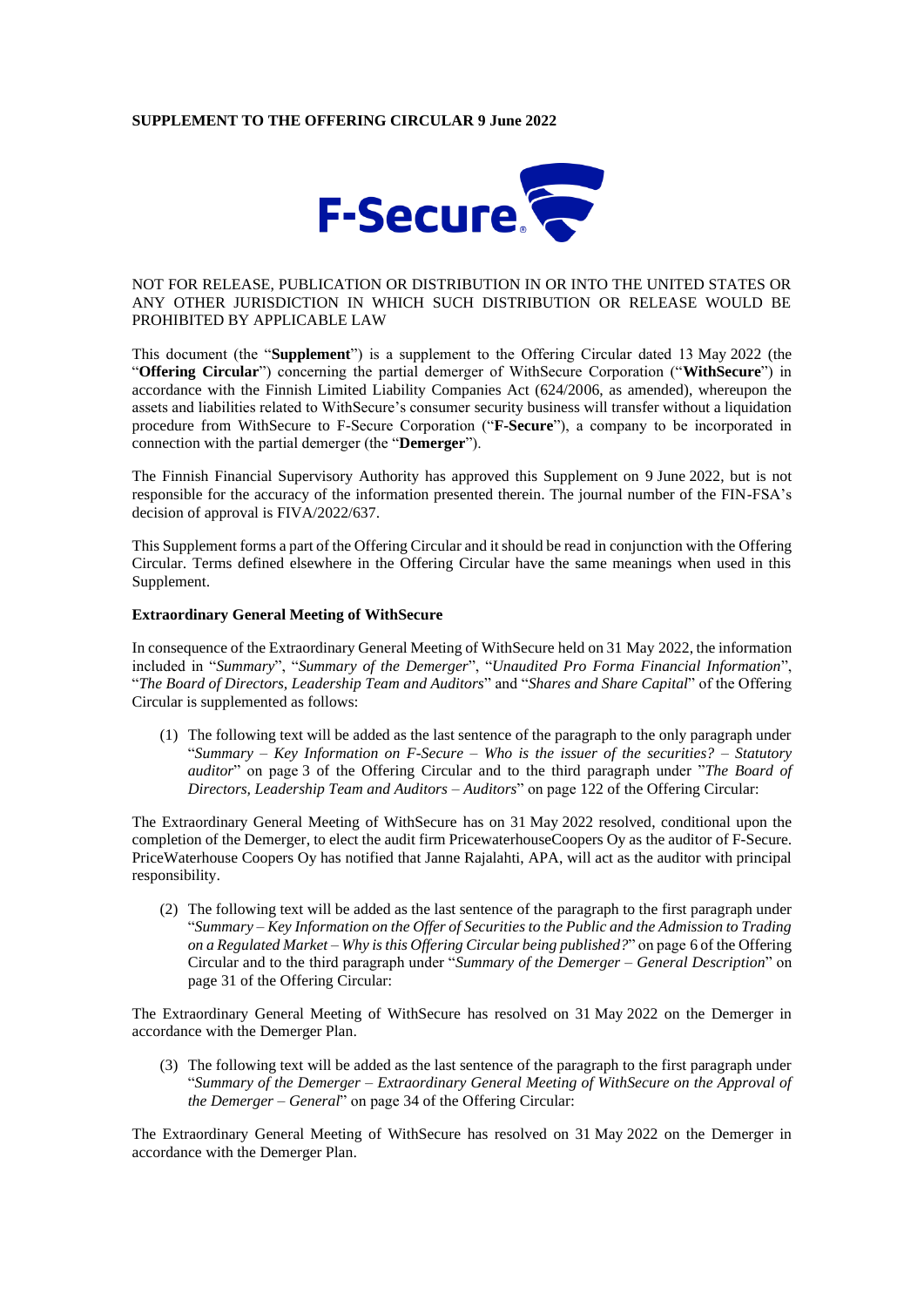**SUPPLEMENT TO THE OFFERING CIRCULAR 9 June 2022**

NOT FOR RELEASE, PUBLICATION OR DISTRIBUTION IN OR INTO THE UNITED STATES OR ANY OTHER JURISDICTION IN WHICH SUCH DISTRIBUTION OR RELEASE WOULD BE PROHIBITED BY APPLICABLE LAW

This document (the "**Supplement**") is a supplement to the Offering Circular dated 13 May 2022 (the "**Offering Circular**") concerning the partial demerger of WithSecure Corporation ("**WithSecure**") in accordance with the Finnish Limited Liability Companies Act (624/2006, as amended), whereupon the assets and liabilities related to WithSecure's consumer security business will transfer without a liquidation procedure from WithSecure to F-Secure Corporation ("**F-Secure**"), a company to be incorporated in connection with the partial demerger (the "**Demerger**").

The Finnish Financial Supervisory Authority has approved this Supplement on 9 June 2022, but is not responsible for the accuracy of the information presented therein. The journal number of the FIN-FSA's decision of approval is FIVA/2022/637.

This Supplement forms a part of the Offering Circular and it should be read in conjunction with the Offering Circular. Terms defined elsewhere in the Offering Circular have the same meanings when used in this Supplement.

**Extraordinary General Meeting of WithSecure**

In consequence of the Extraordinary General Meeting of WithSecure held on 31 May 2022, the information included in "*Summary*", "*Summary of the Demerger*", "*Unaudited Pro Forma Financial Information*", "*The Board of Directors, Leadership Team and Auditors*" and "*Shares and Share Capital*" of the Offering Circular is supplemented as follows:

(1) The following text will be added as the last sentence of the paragraph to the only paragraph under "*Summary – Key Information on F-Secure – Who is the issuer of the securities? – Statutory auditor*" on page 3 of the Offering Circular and to the third paragraph under "*The Board of Directors, Leadership Team and Auditors – Auditors*" on page 122 of the Offering Circular:

The Extraordinary General Meeting of WithSecure has on 31 May 2022 resolved, conditional upon the completion of the Demerger, to elect the audit firm PricewaterhouseCoopers Oy as the auditor of F-Secure. PriceWaterhouse Coopers Oy has notified that Janne Rajalahti, APA, will act as the auditor with principal responsibility.

(2) The following text will be added as the last sentence of the paragraph to the first paragraph under "*Summary – Key Information on the Offer of Securities to the Public and the Admission to Trading on a Regulated Market – Why is this Offering Circular being published?*" on page 6 of the Offering Circular and to the third paragraph under "*Summary of the Demerger – General Description*" on page 31 of the Offering Circular:

The Extraordinary General Meeting of WithSecure has resolved on 31 May 2022 on the Demerger in accordance with the Demerger Plan.

(3) The following text will be added as the last sentence of the paragraph to the first paragraph under "*Summary of the Demerger – Extraordinary General Meeting of WithSecure on the Approval of the Demerger – General*" on page 34 of the Offering Circular:

The Extraordinary General Meeting of WithSecure has resolved on 31 May 2022 on the Demerger in accordance with the Demerger Plan.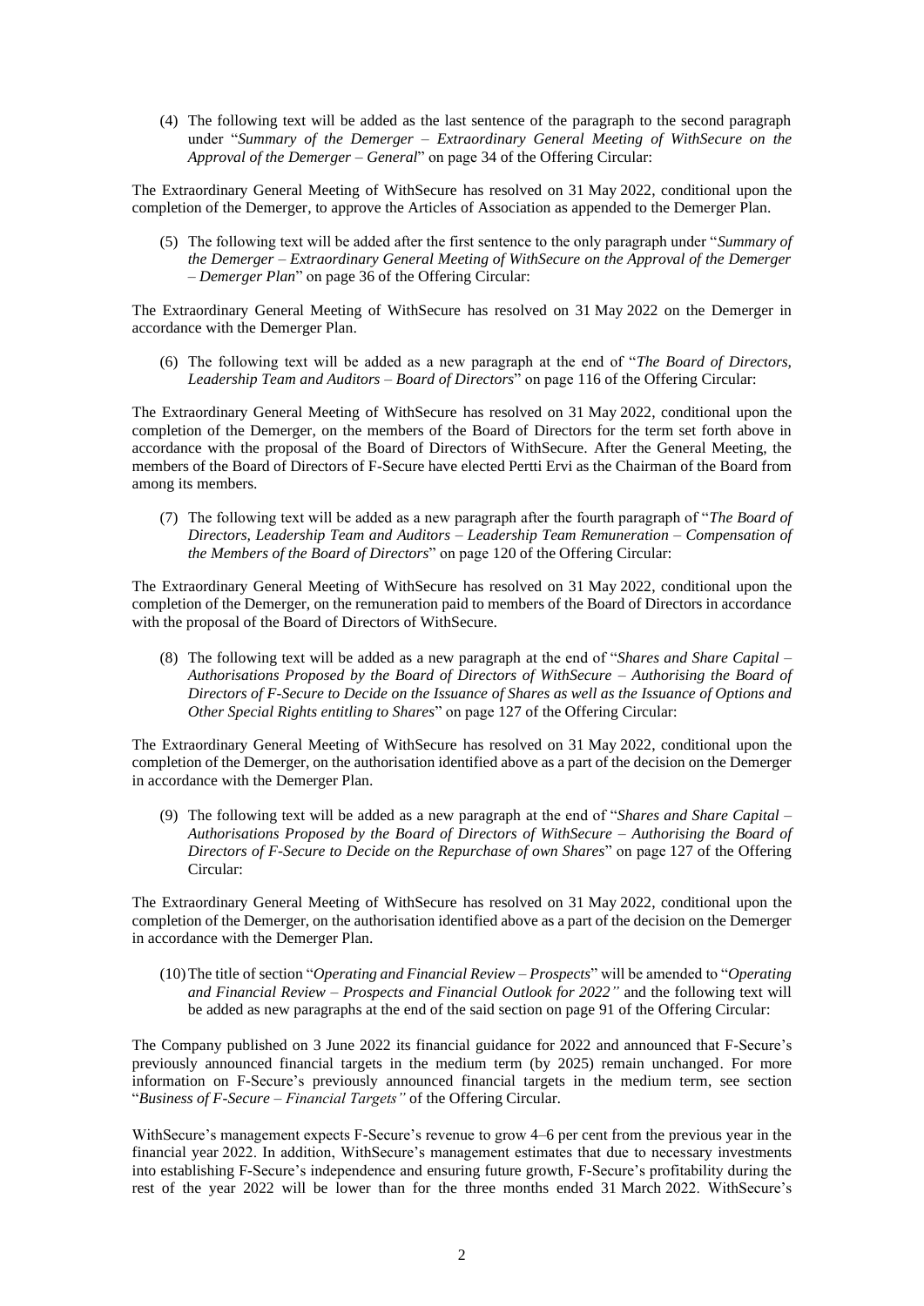(4) The following text will be added as the last sentence of the paragraph to the second paragraph under "*Summary of the Demerger – Extraordinary General Meeting of WithSecure on the Approval of the Demerger – General*" on page 34 of the Offering Circular:

The Extraordinary General Meeting of WithSecure has resolved on 31 May 2022, conditional upon the completion of the Demerger, to approve the Articles of Association as appended to the Demerger Plan.

(5) The following text will be added after the first sentence to the only paragraph under "*Summary of the Demerger – Extraordinary General Meeting of WithSecure on the Approval of the Demerger – Demerger Plan*" on page 36 of the Offering Circular:

The Extraordinary General Meeting of WithSecure has resolved on 31 May 2022 on the Demerger in accordance with the Demerger Plan.

(6) The following text will be added as a new paragraph at the end of "*The Board of Directors, Leadership Team and Auditors – Board of Directors*" on page 116 of the Offering Circular:

The Extraordinary General Meeting of WithSecure has resolved on 31 May 2022, conditional upon the completion of the Demerger, on the members of the Board of Directors for the term set forth above in accordance with the proposal of the Board of Directors of WithSecure. After the General Meeting, the members of the Board of Directors of F-Secure have elected Pertti Ervi as the Chairman of the Board from among its members.

(7) The following text will be added as a new paragraph after the fourth paragraph of "*The Board of Directors, Leadership Team and Auditors – Leadership Team Remuneration – Compensation of the Members of the Board of Directors*" on page 120 of the Offering Circular:

The Extraordinary General Meeting of WithSecure has resolved on 31 May 2022, conditional upon the completion of the Demerger, on the remuneration paid to members of the Board of Directors in accordance with the proposal of the Board of Directors of WithSecure.

(8) The following text will be added as a new paragraph at the end of "*Shares and Share Capital – Authorisations Proposed by the Board of Directors of WithSecure – Authorising the Board of Directors of F-Secure to Decide on the Issuance of Shares as well as the Issuance of Options and Other Special Rights entitling to Shares*" on page 127 of the Offering Circular:

The Extraordinary General Meeting of WithSecure has resolved on 31 May 2022, conditional upon the completion of the Demerger, on the authorisation identified above as a part of the decision on the Demerger in accordance with the Demerger Plan.

(9) The following text will be added as a new paragraph at the end of "*Shares and Share Capital – Authorisations Proposed by the Board of Directors of WithSecure – Authorising the Board of Directors of F-Secure to Decide on the Repurchase of own Shares*" on page 127 of the Offering Circular:

The Extraordinary General Meeting of WithSecure has resolved on 31 May 2022, conditional upon the completion of the Demerger, on the authorisation identified above as a part of the decision on the Demerger in accordance with the Demerger Plan.

(10) The title of section "*Operating and Financial Review – Prospects*" will be amended to "*Operating and Financial Review – Prospects and Financial Outlook for 2022"* and the following text will be added as new paragraphs at the end of the said section on page 91 of the Offering Circular:

The Company published on 3 June 2022 its financial guidance for 2022 and announced that F-Secure's previously announced financial targets in the medium term (by 2025) remain unchanged. For more information on F-Secure's previously announced financial targets in the medium term, see section "*Business of F-Secure – Financial Targets"* of the Offering Circular.

WithSecure's management expects F-Secure's revenue to grow 4–6 per cent from the previous year in the financial year 2022. In addition, WithSecure's management estimates that due to necessary investments into establishing F-Secure's independence and ensuring future growth, F-Secure's profitability during the rest of the year 2022 will be lower than for the three months ended 31 March 2022. WithSecure's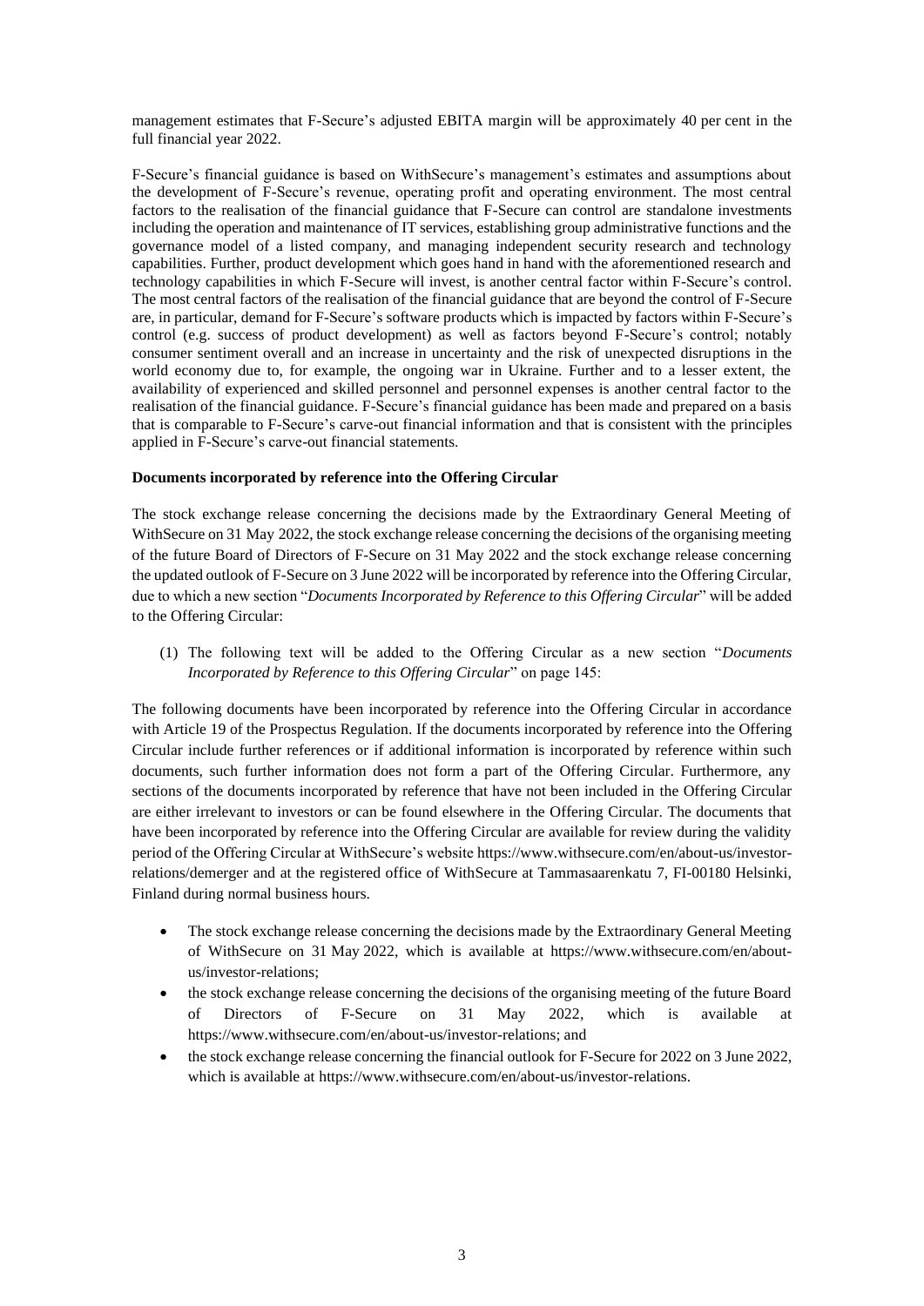management estimates that F-Secure's adjusted EBITA margin will be approximately 40 per cent in the full financial year 2022.

F-Secure's financial guidance is based on WithSecure's management's estimates and assumptions about the development of F-Secure's revenue, operating profit and operating environment. The most central factors to the realisation of the financial guidance that F-Secure can control are standalone investments including the operation and maintenance of IT services, establishing group administrative functions and the governance model of a listed company, and managing independent security research and technology capabilities. Further, product development which goes hand in hand with the aforementioned research and technology capabilities in which F-Secure will invest, is another central factor within F-Secure's control. The most central factors of the realisation of the financial guidance that are beyond the control of F-Secure are, in particular, demand for F-Secure's software products which is impacted by factors within F-Secure's control (e.g. success of product development) as well as factors beyond F-Secure's control; notably consumer sentiment overall and an increase in uncertainty and the risk of unexpected disruptions in the world economy due to, for example, the ongoing war in Ukraine. Further and to a lesser extent, the availability of experienced and skilled personnel and personnel expenses is another central factor to the realisation of the financial guidance. F-Secure's financial guidance has been made and prepared on a basis that is comparable to F-Secure's carve-out financial information and that is consistent with the principles applied in F-Secure's carve-out financial statements.

**Documents incorporated by reference into the Offering Circular**

The stock exchange release concerning the decisions made by the Extraordinary General Meeting of WithSecure on 31 May 2022, the stock exchange release concerning the decisions of the organising meeting of the future Board of Directors of F-Secure on 31 May 2022 and the stock exchange release concerning the updated outlook of F-Secure on 3 June 2022 will be incorporated by reference into the Offering Circular, due to which a new section "*Documents Incorporated by Reference to this Offering Circular*" will be added to the Offering Circular:

(1) The following text will be added to the Offering Circular as a new section "*Documents Incorporated by Reference to this Offering Circular*" on page 145:

The following documents have been incorporated by reference into the Offering Circular in accordance with Article 19 of the Prospectus Regulation. If the documents incorporated by reference into the Offering Circular include further references or if additional information is incorporated by reference within such documents, such further information does not form a part of the Offering Circular. Furthermore, any sections of the documents incorporated by reference that have not been included in the Offering Circular are either irrelevant to investors or can be found elsewhere in the Offering Circular. The documents that have been incorporated by reference into the Offering Circular are available for review during the validity period of the Offering Circular at WithSecure's website https://www.withsecure.com/en/about-us/investor-relations/demerger and at the registered office of WithSecure at Tammasaarenkatu 7, FI-00180 Helsinki, Finland during normal business hours.

- The stock exchange release concerning the decisions made by the Extraordinary General Meeting of WithSecure on 31 May 2022, which is available at https://www.withsecure.com/en/about-us/investor-relations;
- the stock exchange release concerning the decisions of the organising meeting of the future Board of Directors of F-Secure on 31 May 2022, which is available at https://www.withsecure.com/en/about-us/investor-relations; and
- the stock exchange release concerning the financial outlook for F-Secure for 2022 on 3 June 2022, which is available at https://www.withsecure.com/en/about-us/investor-relations.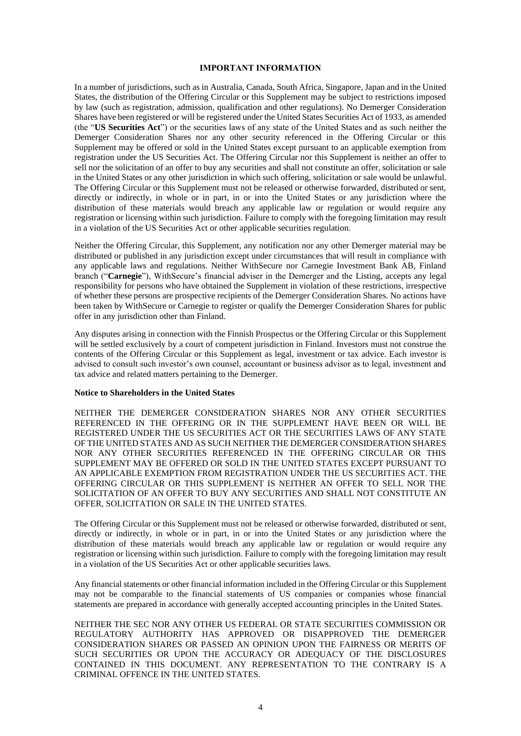## IMPORTANT INFORMATION

In a number of jurisdictions, such as in Australia, Canada, South Africa, Singapore, Japan and in the United States, the distribution of the Offering Circular or this Supplement may be subject to restrictions imposed by law (such as registration, admission, qualification and other regulations). No Demerger Consideration Shares have been registered or will be registered under the United States Securities Act of 1933, as amended (the "**US Securities Act**") or the securities laws of any state of the United States and as such neither the Demerger Consideration Shares nor any other security referenced in the Offering Circular or this Supplement may be offered or sold in the United States except pursuant to an applicable exemption from registration under the US Securities Act. The Offering Circular nor this Supplement is neither an offer to sell nor the solicitation of an offer to buy any securities and shall not constitute an offer, solicitation or sale in the United States or any other jurisdiction in which such offering, solicitation or sale would be unlawful. The Offering Circular or this Supplement must not be released or otherwise forwarded, distributed or sent, directly or indirectly, in whole or in part, in or into the United States or any jurisdiction where the distribution of these materials would breach any applicable law or regulation or would require any registration or licensing within such jurisdiction. Failure to comply with the foregoing limitation may result in a violation of the US Securities Act or other applicable securities regulation.

Neither the Offering Circular, this Supplement, any notification nor any other Demerger material may be distributed or published in any jurisdiction except under circumstances that will result in compliance with any applicable laws and regulations. Neither WithSecure nor Carnegie Investment Bank AB, Finland branch ("**Carnegie**"), WithSecure's financial adviser in the Demerger and the Listing, accepts any legal responsibility for persons who have obtained the Supplement in violation of these restrictions, irrespective of whether these persons are prospective recipients of the Demerger Consideration Shares. No actions have been taken by WithSecure or Carnegie to register or qualify the Demerger Consideration Shares for public offer in any jurisdiction other than Finland.

Any disputes arising in connection with the Finnish Prospectus or the Offering Circular or this Supplement will be settled exclusively by a court of competent jurisdiction in Finland. Investors must not construe the contents of the Offering Circular or this Supplement as legal, investment or tax advice. Each investor is advised to consult such investor's own counsel, accountant or business advisor as to legal, investment and tax advice and related matters pertaining to the Demerger.

### Notice to Shareholders in the United States

NEITHER THE DEMERGER CONSIDERATION SHARES NOR ANY OTHER SECURITIES REFERENCED IN THE OFFERING OR IN THE SUPPLEMENT HAVE BEEN OR WILL BE REGISTERED UNDER THE US SECURITIES ACT OR THE SECURITIES LAWS OF ANY STATE OF THE UNITED STATES AND AS SUCH NEITHER THE DEMERGER CONSIDERATION SHARES NOR ANY OTHER SECURITIES REFERENCED IN THE OFFERING CIRCULAR OR THIS SUPPLEMENT MAY BE OFFERED OR SOLD IN THE UNITED STATES EXCEPT PURSUANT TO AN APPLICABLE EXEMPTION FROM REGISTRATION UNDER THE US SECURITIES ACT. THE OFFERING CIRCULAR OR THIS SUPPLEMENT IS NEITHER AN OFFER TO SELL NOR THE SOLICITATION OF AN OFFER TO BUY ANY SECURITIES AND SHALL NOT CONSTITUTE AN OFFER, SOLICITATION OR SALE IN THE UNITED STATES.

The Offering Circular or this Supplement must not be released or otherwise forwarded, distributed or sent, directly or indirectly, in whole or in part, in or into the United States or any jurisdiction where the distribution of these materials would breach any applicable law or regulation or would require any registration or licensing within such jurisdiction. Failure to comply with the foregoing limitation may result in a violation of the US Securities Act or other applicable securities laws.

Any financial statements or other financial information included in the Offering Circular or this Supplement may not be comparable to the financial statements of US companies or companies whose financial statements are prepared in accordance with generally accepted accounting principles in the United States.

NEITHER THE SEC NOR ANY OTHER US FEDERAL OR STATE SECURITIES COMMISSION OR REGULATORY AUTHORITY HAS APPROVED OR DISAPPROVED THE DEMERGER CONSIDERATION SHARES OR PASSED AN OPINION UPON THE FAIRNESS OR MERITS OF SUCH SECURITIES OR UPON THE ACCURACY OR ADEQUACY OF THE DISCLOSURES CONTAINED IN THIS DOCUMENT. ANY REPRESENTATION TO THE CONTRARY IS A CRIMINAL OFFENCE IN THE UNITED STATES.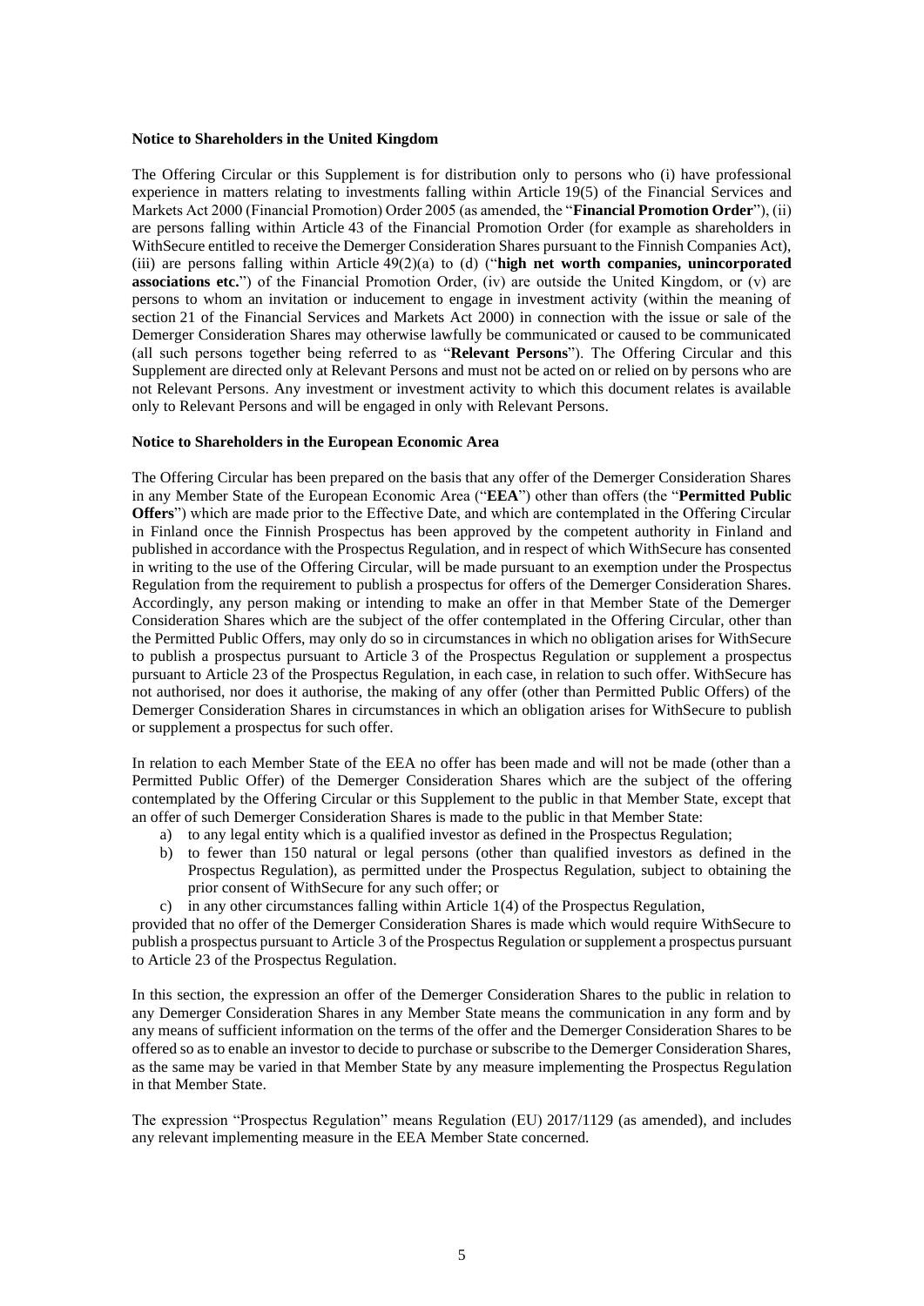**Notice to Shareholders in the United Kingdom**

The Offering Circular or this Supplement is for distribution only to persons who (i) have professional experience in matters relating to investments falling within Article 19(5) of the Financial Services and Markets Act 2000 (Financial Promotion) Order 2005 (as amended, the "**Financial Promotion Order**"), (ii) are persons falling within Article 43 of the Financial Promotion Order (for example as shareholders in WithSecure entitled to receive the Demerger Consideration Shares pursuant to the Finnish Companies Act), (iii) are persons falling within Article 49(2)(a) to (d) ("**high net worth companies, unincorporated associations etc.**") of the Financial Promotion Order, (iv) are outside the United Kingdom, or (v) are persons to whom an invitation or inducement to engage in investment activity (within the meaning of section 21 of the Financial Services and Markets Act 2000) in connection with the issue or sale of the Demerger Consideration Shares may otherwise lawfully be communicated or caused to be communicated (all such persons together being referred to as "**Relevant Persons**"). The Offering Circular and this Supplement are directed only at Relevant Persons and must not be acted on or relied on by persons who are not Relevant Persons. Any investment or investment activity to which this document relates is available only to Relevant Persons and will be engaged in only with Relevant Persons.

**Notice to Shareholders in the European Economic Area**

The Offering Circular has been prepared on the basis that any offer of the Demerger Consideration Shares in any Member State of the European Economic Area ("**EEA**") other than offers (the "**Permitted Public Offers**") which are made prior to the Effective Date, and which are contemplated in the Offering Circular in Finland once the Finnish Prospectus has been approved by the competent authority in Finland and published in accordance with the Prospectus Regulation, and in respect of which WithSecure has consented in writing to the use of the Offering Circular, will be made pursuant to an exemption under the Prospectus Regulation from the requirement to publish a prospectus for offers of the Demerger Consideration Shares. Accordingly, any person making or intending to make an offer in that Member State of the Demerger Consideration Shares which are the subject of the offer contemplated in the Offering Circular, other than the Permitted Public Offers, may only do so in circumstances in which no obligation arises for WithSecure to publish a prospectus pursuant to Article 3 of the Prospectus Regulation or supplement a prospectus pursuant to Article 23 of the Prospectus Regulation, in each case, in relation to such offer. WithSecure has not authorised, nor does it authorise, the making of any offer (other than Permitted Public Offers) of the Demerger Consideration Shares in circumstances in which an obligation arises for WithSecure to publish or supplement a prospectus for such offer.

In relation to each Member State of the EEA no offer has been made and will not be made (other than a Permitted Public Offer) of the Demerger Consideration Shares which are the subject of the offering contemplated by the Offering Circular or this Supplement to the public in that Member State, except that an offer of such Demerger Consideration Shares is made to the public in that Member State:

a) to any legal entity which is a qualified investor as defined in the Prospectus Regulation;
b) to fewer than 150 natural or legal persons (other than qualified investors as defined in the Prospectus Regulation), as permitted under the Prospectus Regulation, subject to obtaining the prior consent of WithSecure for any such offer; or
c) in any other circumstances falling within Article 1(4) of the Prospectus Regulation,

provided that no offer of the Demerger Consideration Shares is made which would require WithSecure to publish a prospectus pursuant to Article 3 of the Prospectus Regulation or supplement a prospectus pursuant to Article 23 of the Prospectus Regulation.

In this section, the expression an offer of the Demerger Consideration Shares to the public in relation to any Demerger Consideration Shares in any Member State means the communication in any form and by any means of sufficient information on the terms of the offer and the Demerger Consideration Shares to be offered so as to enable an investor to decide to purchase or subscribe to the Demerger Consideration Shares, as the same may be varied in that Member State by any measure implementing the Prospectus Regulation in that Member State.

The expression "Prospectus Regulation" means Regulation (EU) 2017/1129 (as amended), and includes any relevant implementing measure in the EEA Member State concerned.